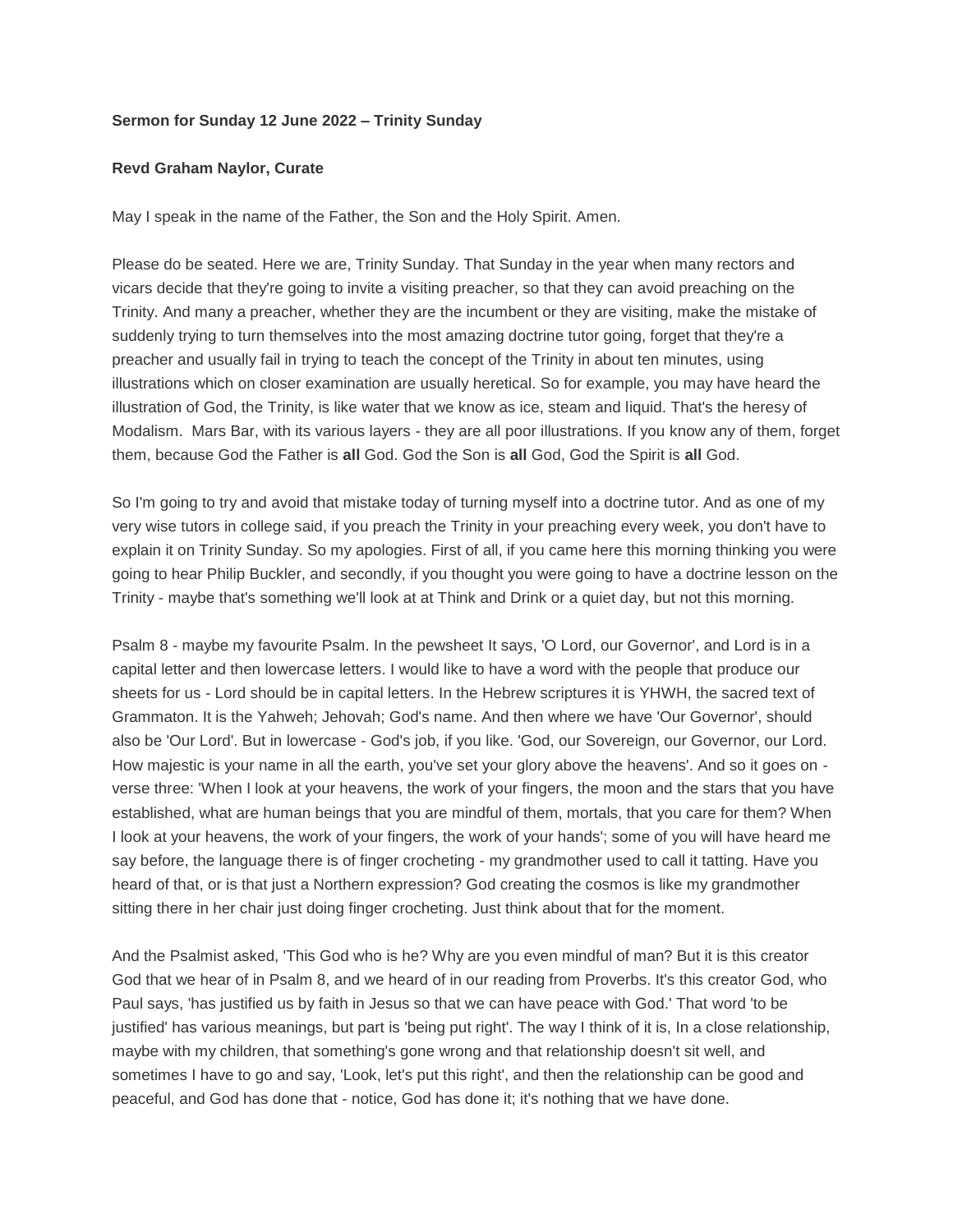**Sermon for Sunday 12 June 2022 – Trinity Sunday**

**Revd Graham Naylor, Curate**

May I speak in the name of the Father, the Son and the Holy Spirit. Amen.

Please do be seated. Here we are, Trinity Sunday. That Sunday in the year when many rectors and vicars decide that they're going to invite a visiting preacher, so that they can avoid preaching on the Trinity. And many a preacher, whether they are the incumbent or they are visiting, make the mistake of suddenly trying to turn themselves into the most amazing doctrine tutor going, forget that they're a preacher and usually fail in trying to teach the concept of the Trinity in about ten minutes, using illustrations which on closer examination are usually heretical. So for example, you may have heard the illustration of God, the Trinity, is like water that we know as ice, steam and liquid. That's the heresy of Modalism. Mars Bar, with its various layers - they are all poor illustrations. If you know any of them, forget them, because God the Father is **all** God. God the Son is **all** God, God the Spirit is **all** God.

So I'm going to try and avoid that mistake today of turning myself into a doctrine tutor. And as one of my very wise tutors in college said, if you preach the Trinity in your preaching every week, you don't have to explain it on Trinity Sunday. So my apologies. First of all, if you came here this morning thinking you were going to hear Philip Buckler, and secondly, if you thought you were going to have a doctrine lesson on the Trinity - maybe that's something we'll look at at Think and Drink or a quiet day, but not this morning.

Psalm 8 - maybe my favourite Psalm. In the pewsheet It says, 'O Lord, our Governor', and Lord is in a capital letter and then lowercase letters. I would like to have a word with the people that produce our sheets for us - Lord should be in capital letters. In the Hebrew scriptures it is YHWH, the sacred text of Grammaton. It is the Yahweh; Jehovah; God's name. And then where we have 'Our Governor', should also be 'Our Lord'. But in lowercase - God's job, if you like. 'God, our Sovereign, our Governor, our Lord. How majestic is your name in all the earth, you've set your glory above the heavens'. And so it goes on - verse three: 'When I look at your heavens, the work of your fingers, the moon and the stars that you have established, what are human beings that you are mindful of them, mortals, that you care for them? When I look at your heavens, the work of your fingers, the work of your hands'; some of you will have heard me say before, the language there is of finger crocheting - my grandmother used to call it tatting. Have you heard of that, or is that just a Northern expression? God creating the cosmos is like my grandmother sitting there in her chair just doing finger crocheting. Just think about that for the moment.

And the Psalmist asked, 'This God who is he? Why are you even mindful of man? But it is this creator God that we hear of in Psalm 8, and we heard of in our reading from Proverbs. It's this creator God, who Paul says, 'has justified us by faith in Jesus so that we can have peace with God.' That word 'to be justified' has various meanings, but part is 'being put right'. The way I think of it is, In a close relationship, maybe with my children, that something's gone wrong and that relationship doesn't sit well, and sometimes I have to go and say, 'Look, let's put this right', and then the relationship can be good and peaceful, and God has done that - notice, God has done it; it's nothing that we have done.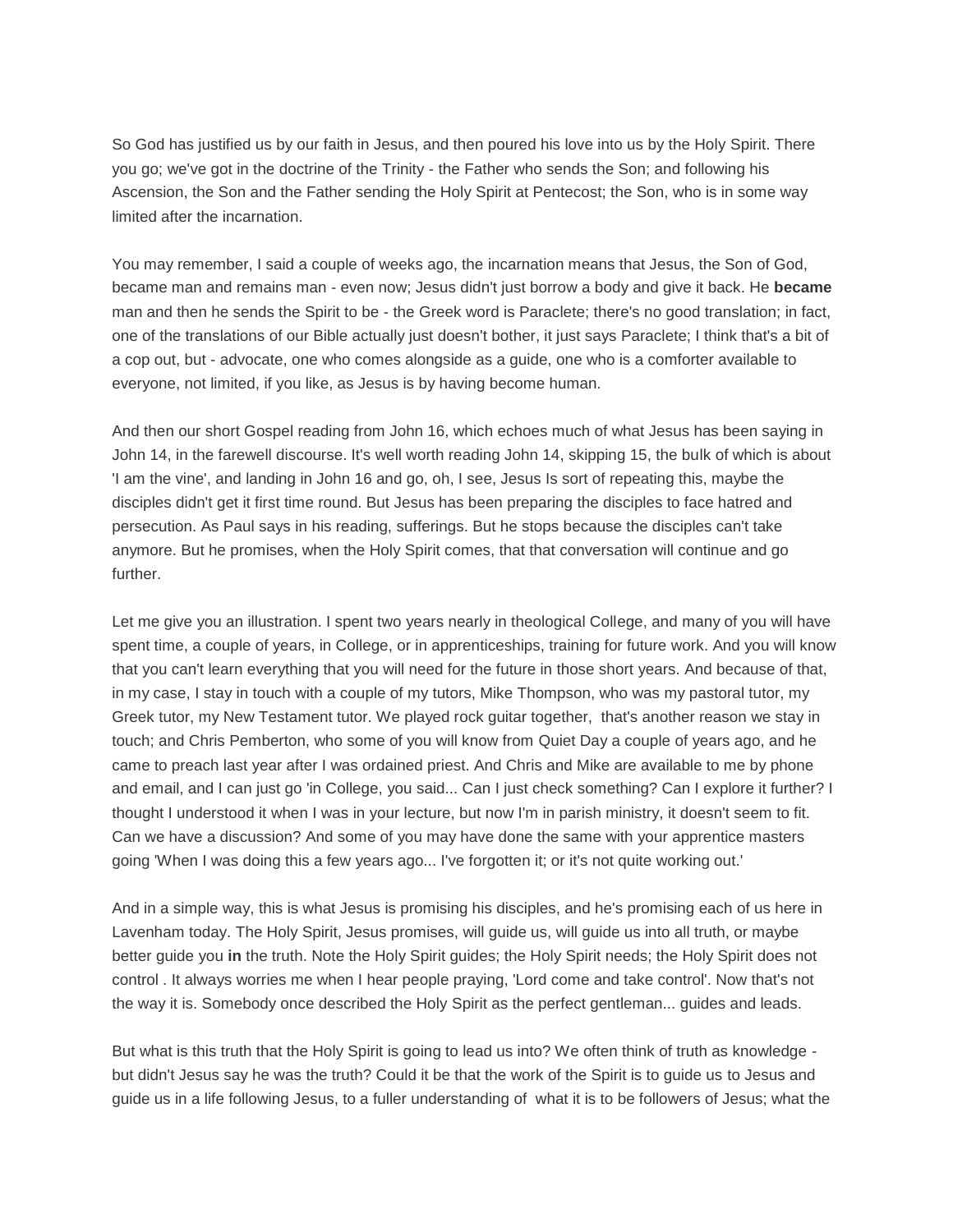So God has justified us by our faith in Jesus, and then poured his love into us by the Holy Spirit. There you go; we've got in the doctrine of the Trinity - the Father who sends the Son; and following his Ascension, the Son and the Father sending the Holy Spirit at Pentecost; the Son, who is in some way limited after the incarnation.

You may remember, I said a couple of weeks ago, the incarnation means that Jesus, the Son of God, became man and remains man - even now; Jesus didn't just borrow a body and give it back. He **became** man and then he sends the Spirit to be - the Greek word is Paraclete; there's no good translation; in fact, one of the translations of our Bible actually just doesn't bother, it just says Paraclete; I think that's a bit of a cop out, but - advocate, one who comes alongside as a guide, one who is a comforter available to everyone, not limited, if you like, as Jesus is by having become human.

And then our short Gospel reading from John 16, which echoes much of what Jesus has been saying in John 14, in the farewell discourse. It's well worth reading John 14, skipping 15, the bulk of which is about 'I am the vine', and landing in John 16 and go, oh, I see, Jesus Is sort of repeating this, maybe the disciples didn't get it first time round. But Jesus has been preparing the disciples to face hatred and persecution. As Paul says in his reading, sufferings. But he stops because the disciples can't take anymore. But he promises, when the Holy Spirit comes, that that conversation will continue and go further.

Let me give you an illustration. I spent two years nearly in theological College, and many of you will have spent time, a couple of years, in College, or in apprenticeships, training for future work. And you will know that you can't learn everything that you will need for the future in those short years. And because of that, in my case, I stay in touch with a couple of my tutors, Mike Thompson, who was my pastoral tutor, my Greek tutor, my New Testament tutor. We played rock guitar together, that's another reason we stay in touch; and Chris Pemberton, who some of you will know from Quiet Day a couple of years ago, and he came to preach last year after I was ordained priest. And Chris and Mike are available to me by phone and email, and I can just go 'in College, you said... Can I just check something? Can I explore it further? I thought I understood it when I was in your lecture, but now I'm in parish ministry, it doesn't seem to fit. Can we have a discussion? And some of you may have done the same with your apprentice masters going 'When I was doing this a few years ago... I've forgotten it; or it's not quite working out.'

And in a simple way, this is what Jesus is promising his disciples, and he's promising each of us here in Lavenham today. The Holy Spirit, Jesus promises, will guide us, will guide us into all truth, or maybe better guide you **in** the truth. Note the Holy Spirit guides; the Holy Spirit needs; the Holy Spirit does not control . It always worries me when I hear people praying, 'Lord come and take control'. Now that's not the way it is. Somebody once described the Holy Spirit as the perfect gentleman... guides and leads.

But what is this truth that the Holy Spirit is going to lead us into? We often think of truth as knowledge - but didn't Jesus say he was the truth? Could it be that the work of the Spirit is to guide us to Jesus and guide us in a life following Jesus, to a fuller understanding of what it is to be followers of Jesus; what the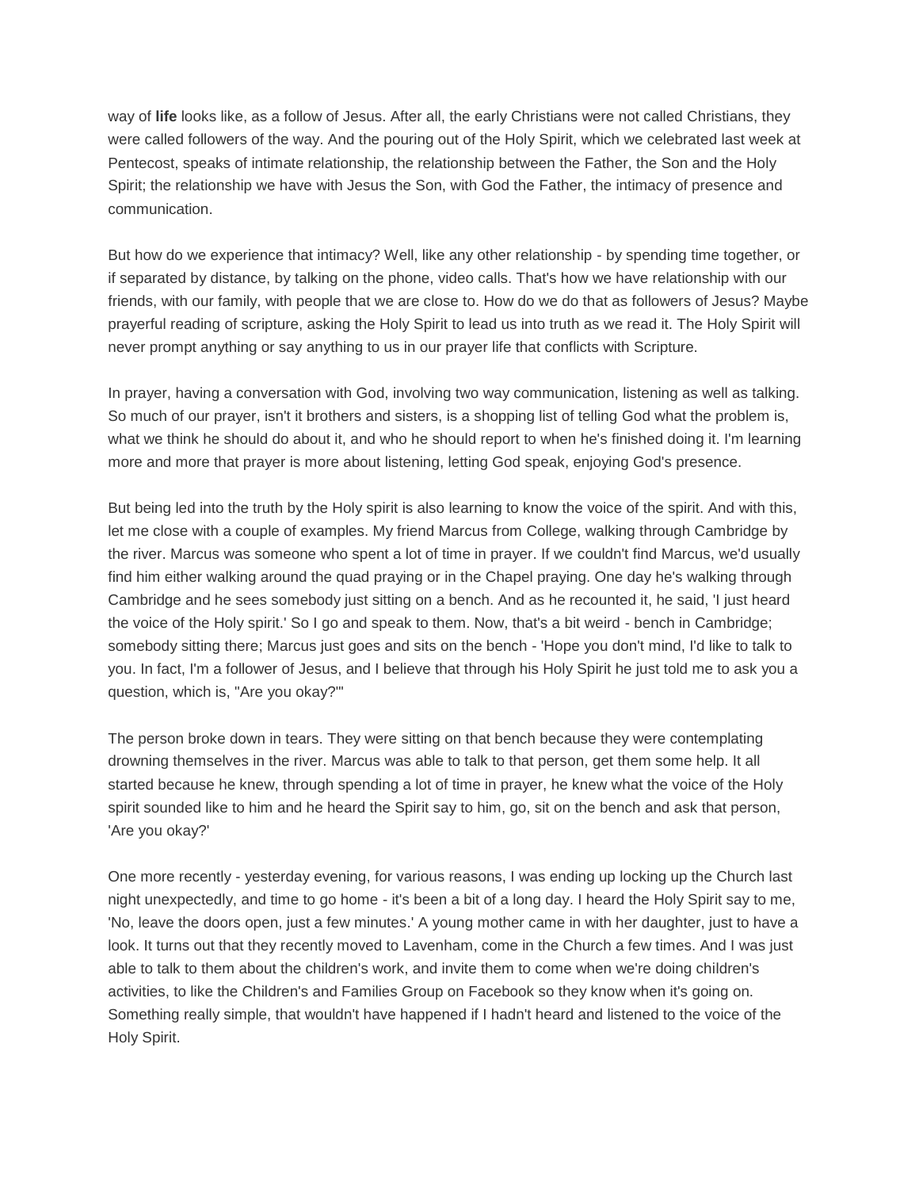way of **life** looks like, as a follow of Jesus. After all, the early Christians were not called Christians, they were called followers of the way. And the pouring out of the Holy Spirit, which we celebrated last week at Pentecost, speaks of intimate relationship, the relationship between the Father, the Son and the Holy Spirit; the relationship we have with Jesus the Son, with God the Father, the intimacy of presence and communication.

But how do we experience that intimacy? Well, like any other relationship - by spending time together, or if separated by distance, by talking on the phone, video calls. That's how we have relationship with our friends, with our family, with people that we are close to. How do we do that as followers of Jesus? Maybe prayerful reading of scripture, asking the Holy Spirit to lead us into truth as we read it. The Holy Spirit will never prompt anything or say anything to us in our prayer life that conflicts with Scripture.

In prayer, having a conversation with God, involving two way communication, listening as well as talking. So much of our prayer, isn't it brothers and sisters, is a shopping list of telling God what the problem is, what we think he should do about it, and who he should report to when he's finished doing it. I'm learning more and more that prayer is more about listening, letting God speak, enjoying God's presence.

But being led into the truth by the Holy spirit is also learning to know the voice of the spirit. And with this, let me close with a couple of examples. My friend Marcus from College, walking through Cambridge by the river. Marcus was someone who spent a lot of time in prayer. If we couldn't find Marcus, we'd usually find him either walking around the quad praying or in the Chapel praying. One day he's walking through Cambridge and he sees somebody just sitting on a bench. And as he recounted it, he said, 'I just heard the voice of the Holy spirit.' So I go and speak to them. Now, that's a bit weird - bench in Cambridge; somebody sitting there; Marcus just goes and sits on the bench - 'Hope you don't mind, I'd like to talk to you. In fact, I'm a follower of Jesus, and I believe that through his Holy Spirit he just told me to ask you a question, which is, "Are you okay?"'

The person broke down in tears. They were sitting on that bench because they were contemplating drowning themselves in the river. Marcus was able to talk to that person, get them some help. It all started because he knew, through spending a lot of time in prayer, he knew what the voice of the Holy spirit sounded like to him and he heard the Spirit say to him, go, sit on the bench and ask that person, 'Are you okay?'

One more recently - yesterday evening, for various reasons, I was ending up locking up the Church last night unexpectedly, and time to go home - it's been a bit of a long day. I heard the Holy Spirit say to me, 'No, leave the doors open, just a few minutes.' A young mother came in with her daughter, just to have a look. It turns out that they recently moved to Lavenham, come in the Church a few times. And I was just able to talk to them about the children's work, and invite them to come when we're doing children's activities, to like the Children's and Families Group on Facebook so they know when it's going on. Something really simple, that wouldn't have happened if I hadn't heard and listened to the voice of the Holy Spirit.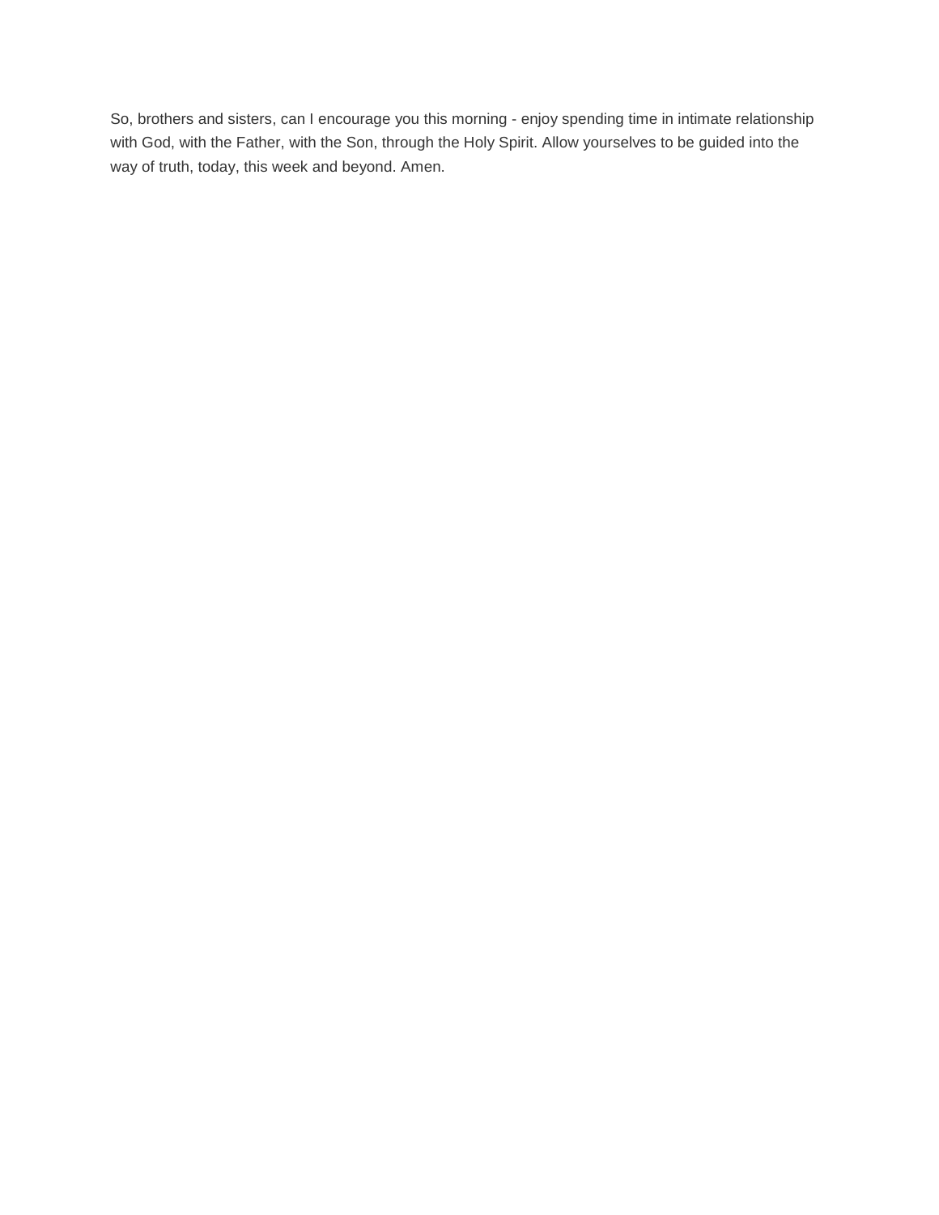So, brothers and sisters, can I encourage you this morning - enjoy spending time in intimate relationship with God, with the Father, with the Son, through the Holy Spirit. Allow yourselves to be guided into the way of truth, today, this week and beyond. Amen.